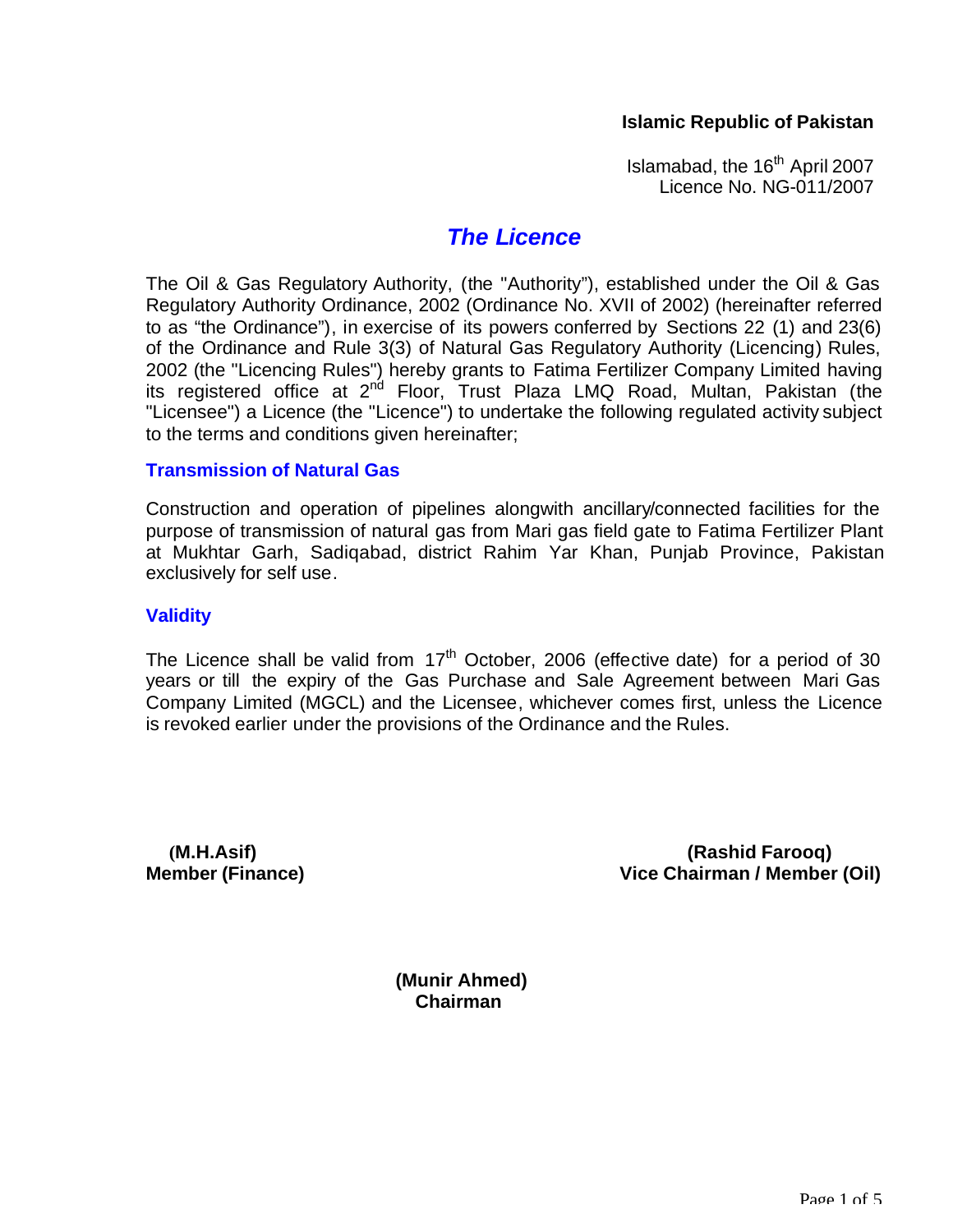**Islamic Republic of Pakistan**

Islamabad, the 16th April 2007
Licence No. NG-011/2007

# *The Licence*

The Oil & Gas Regulatory Authority, (the "Authority"), established under the Oil & Gas Regulatory Authority Ordinance, 2002 (Ordinance No. XVII of 2002) (hereinafter referred to as "the Ordinance"), in exercise of its powers conferred by Sections 22 (1) and 23(6) of the Ordinance and Rule 3(3) of Natural Gas Regulatory Authority (Licencing) Rules, 2002 (the "Licencing Rules") hereby grants to Fatima Fertilizer Company Limited having its registered office at 2nd Floor, Trust Plaza LMQ Road, Multan, Pakistan (the "Licensee") a Licence (the "Licence") to undertake the following regulated activity subject to the terms and conditions given hereinafter;

## Transmission of Natural Gas

Construction and operation of pipelines alongwith ancillary/connected facilities for the purpose of transmission of natural gas from Mari gas field gate to Fatima Fertilizer Plant at Mukhtar Garh, Sadiqabad, district Rahim Yar Khan, Punjab Province, Pakistan exclusively for self use.

## Validity

The Licence shall be valid from 17th October, 2006 (effective date) for a period of 30 years or till the expiry of the Gas Purchase and Sale Agreement between Mari Gas Company Limited (MGCL) and the Licensee, whichever comes first, unless the Licence is revoked earlier under the provisions of the Ordinance and the Rules.

**(M.H.Asif)**
**Member (Finance)**

**(Rashid Farooq)**
**Vice Chairman / Member (Oil)**

**(Munir Ahmed)**
**Chairman**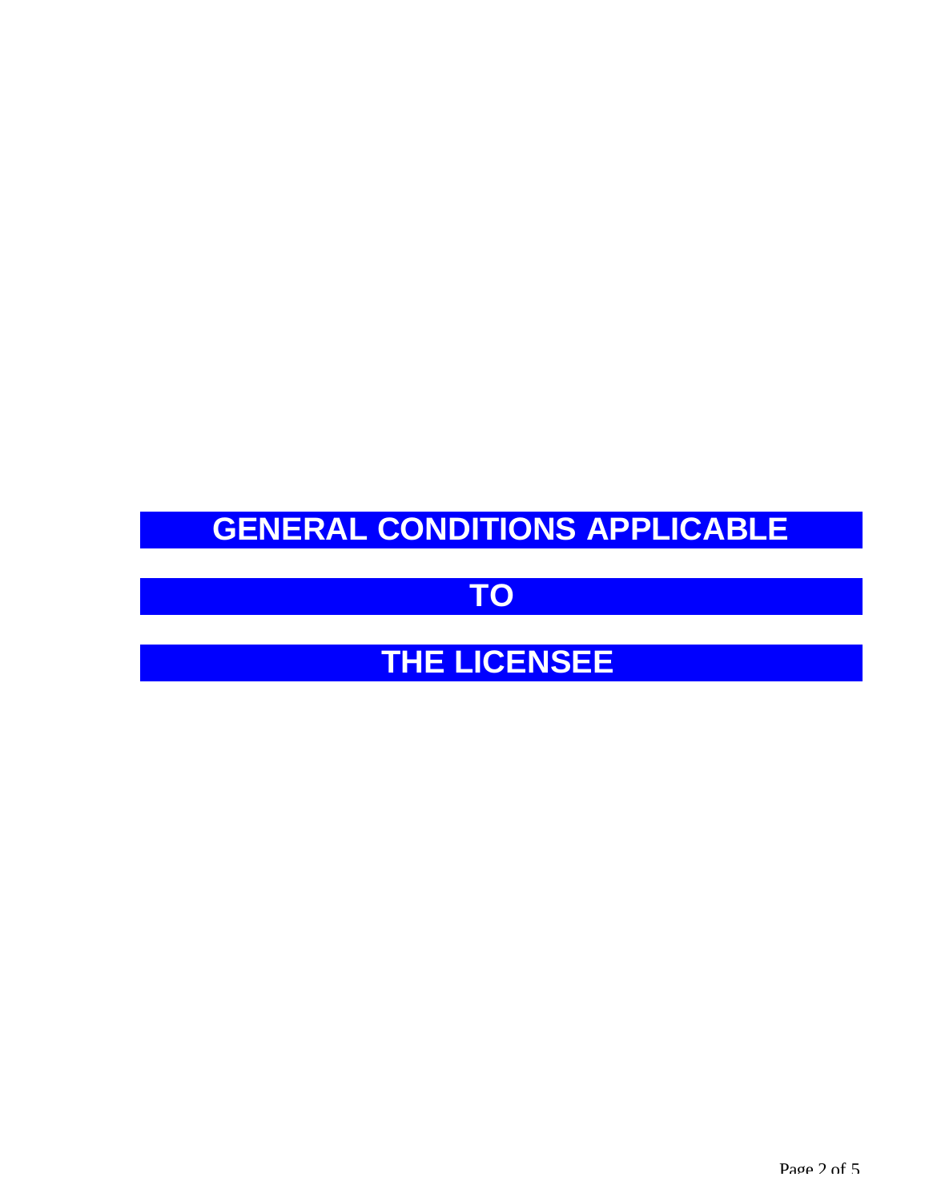# GENERAL CONDITIONS APPLICABLE

# TO

# THE LICENSEE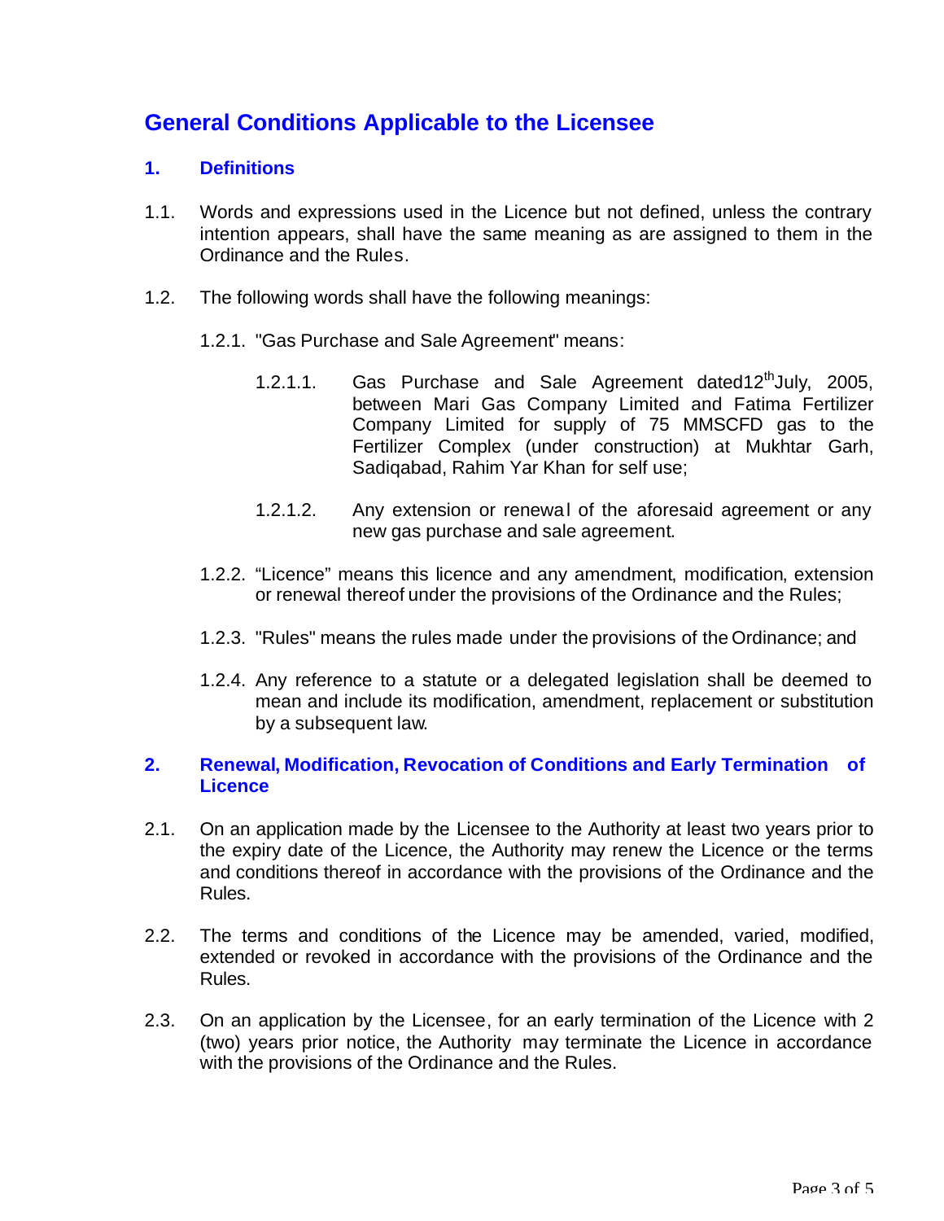# General Conditions Applicable to the Licensee

## 1. Definitions

1.1. Words and expressions used in the Licence but not defined, unless the contrary intention appears, shall have the same meaning as are assigned to them in the Ordinance and the Rules.

1.2. The following words shall have the following meanings:

1.2.1. "Gas Purchase and Sale Agreement" means:

1.2.1.1. Gas Purchase and Sale Agreement dated12th July, 2005, between Mari Gas Company Limited and Fatima Fertilizer Company Limited for supply of 75 MMSCFD gas to the Fertilizer Complex (under construction) at Mukhtar Garh, Sadiqabad, Rahim Yar Khan for self use;

1.2.1.2. Any extension or renewal of the aforesaid agreement or any new gas purchase and sale agreement.

1.2.2. "Licence" means this licence and any amendment, modification, extension or renewal thereof under the provisions of the Ordinance and the Rules;

1.2.3. "Rules" means the rules made under the provisions of the Ordinance; and

1.2.4. Any reference to a statute or a delegated legislation shall be deemed to mean and include its modification, amendment, replacement or substitution by a subsequent law.

## 2. Renewal, Modification, Revocation of Conditions and Early Termination of Licence

2.1. On an application made by the Licensee to the Authority at least two years prior to the expiry date of the Licence, the Authority may renew the Licence or the terms and conditions thereof in accordance with the provisions of the Ordinance and the Rules.

2.2. The terms and conditions of the Licence may be amended, varied, modified, extended or revoked in accordance with the provisions of the Ordinance and the Rules.

2.3. On an application by the Licensee, for an early termination of the Licence with 2 (two) years prior notice, the Authority may terminate the Licence in accordance with the provisions of the Ordinance and the Rules.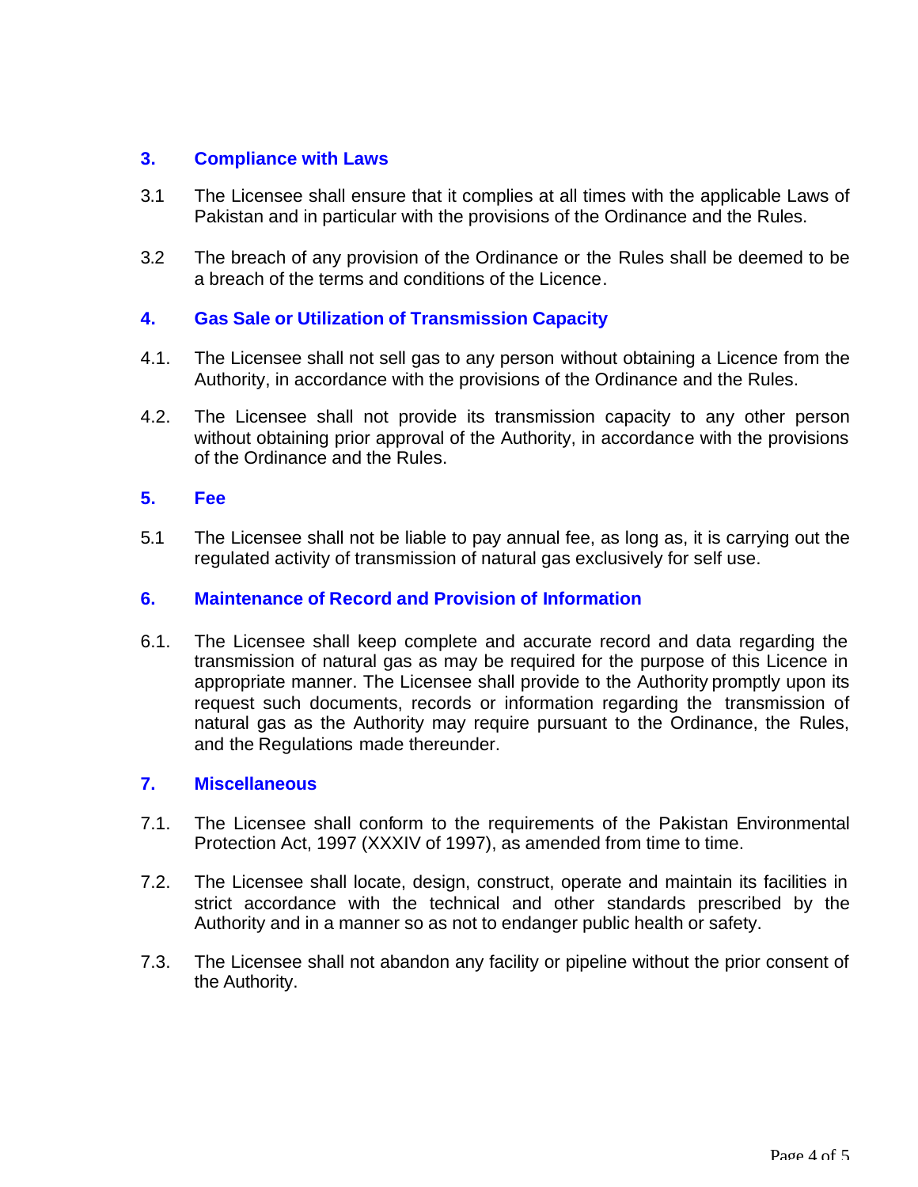## 3. Compliance with Laws

3.1 The Licensee shall ensure that it complies at all times with the applicable Laws of Pakistan and in particular with the provisions of the Ordinance and the Rules.

3.2 The breach of any provision of the Ordinance or the Rules shall be deemed to be a breach of the terms and conditions of the Licence.

## 4. Gas Sale or Utilization of Transmission Capacity

4.1. The Licensee shall not sell gas to any person without obtaining a Licence from the Authority, in accordance with the provisions of the Ordinance and the Rules.

4.2. The Licensee shall not provide its transmission capacity to any other person without obtaining prior approval of the Authority, in accordance with the provisions of the Ordinance and the Rules.

## 5. Fee

5.1 The Licensee shall not be liable to pay annual fee, as long as, it is carrying out the regulated activity of transmission of natural gas exclusively for self use.

## 6. Maintenance of Record and Provision of Information

6.1. The Licensee shall keep complete and accurate record and data regarding the transmission of natural gas as may be required for the purpose of this Licence in appropriate manner. The Licensee shall provide to the Authority promptly upon its request such documents, records or information regarding the transmission of natural gas as the Authority may require pursuant to the Ordinance, the Rules, and the Regulations made thereunder.

## 7. Miscellaneous

7.1. The Licensee shall conform to the requirements of the Pakistan Environmental Protection Act, 1997 (XXXIV of 1997), as amended from time to time.

7.2. The Licensee shall locate, design, construct, operate and maintain its facilities in strict accordance with the technical and other standards prescribed by the Authority and in a manner so as not to endanger public health or safety.

7.3. The Licensee shall not abandon any facility or pipeline without the prior consent of the Authority.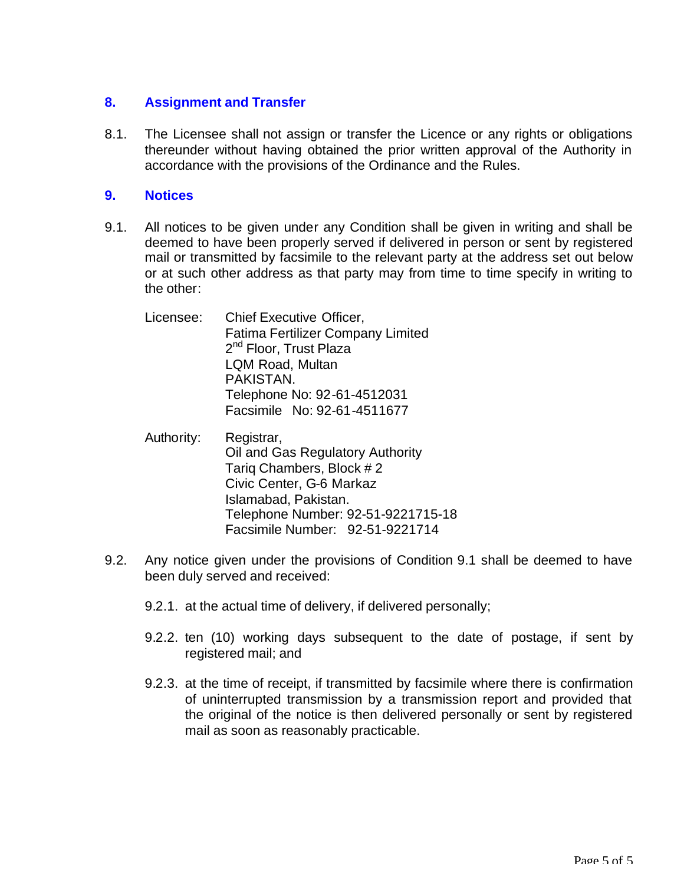## 8. Assignment and Transfer

8.1. The Licensee shall not assign or transfer the Licence or any rights or obligations thereunder without having obtained the prior written approval of the Authority in accordance with the provisions of the Ordinance and the Rules.

## 9. Notices

9.1. All notices to be given under any Condition shall be given in writing and shall be deemed to have been properly served if delivered in person or sent by registered mail or transmitted by facsimile to the relevant party at the address set out below or at such other address as that party may from time to time specify in writing to the other:

Licensee: Chief Executive Officer,
Fatima Fertilizer Company Limited
2nd Floor, Trust Plaza
LQM Road, Multan
PAKISTAN.
Telephone No: 92-61-4512031
Facsimile No: 92-61-4511677

Authority: Registrar,
Oil and Gas Regulatory Authority
Tariq Chambers, Block # 2
Civic Center, G-6 Markaz
Islamabad, Pakistan.
Telephone Number: 92-51-9221715-18
Facsimile Number: 92-51-9221714

9.2. Any notice given under the provisions of Condition 9.1 shall be deemed to have been duly served and received:

9.2.1. at the actual time of delivery, if delivered personally;

9.2.2. ten (10) working days subsequent to the date of postage, if sent by registered mail; and

9.2.3. at the time of receipt, if transmitted by facsimile where there is confirmation of uninterrupted transmission by a transmission report and provided that the original of the notice is then delivered personally or sent by registered mail as soon as reasonably practicable.